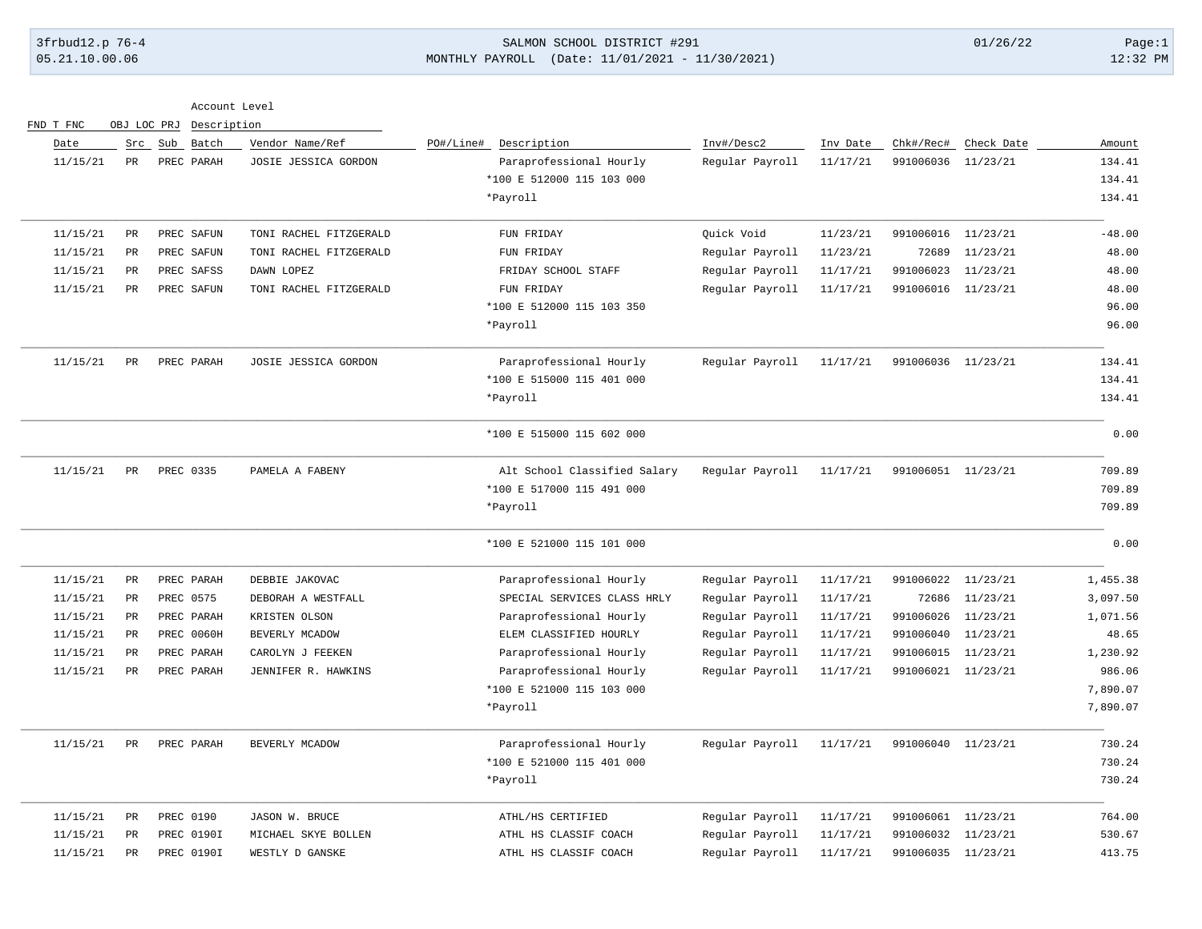| Date | Src | Sub | Batch | Vendor Name/Ref | PO#/Line# | Description | Inv#/Desc2 | Inv Date | Chk#/Rec# | Check Date | Amount |
|---|---|---|---|---|---|---|---|---|---|---|---|
| 11/15/21 | PR | PREC | PARAH | JOSIE JESSICA GORDON | | Paraprofessional Hourly | Regular Payroll | 11/17/21 | 991006036 | 11/23/21 | 134.41 |
| | | | | | | *100 E 512000 115 103 000 | | | | | 134.41 |
| | | | | | | *Payroll | | | | | 134.41 |
| 11/15/21 | PR | PREC | SAFUN | TONI RACHEL FITZGERALD | | FUN FRIDAY | Quick Void | 11/23/21 | 991006016 | 11/23/21 | -48.00 |
| 11/15/21 | PR | PREC | SAFUN | TONI RACHEL FITZGERALD | | FUN FRIDAY | Regular Payroll | 11/23/21 | 72689 | 11/23/21 | 48.00 |
| 11/15/21 | PR | PREC | SAFSS | DAWN LOPEZ | | FRIDAY SCHOOL STAFF | Regular Payroll | 11/17/21 | 991006023 | 11/23/21 | 48.00 |
| 11/15/21 | PR | PREC | SAFUN | TONI RACHEL FITZGERALD | | FUN FRIDAY | Regular Payroll | 11/17/21 | 991006016 | 11/23/21 | 48.00 |
| | | | | | | *100 E 512000 115 103 350 | | | | | 96.00 |
| | | | | | | *Payroll | | | | | 96.00 |
| 11/15/21 | PR | PREC | PARAH | JOSIE JESSICA GORDON | | Paraprofessional Hourly | Regular Payroll | 11/17/21 | 991006036 | 11/23/21 | 134.41 |
| | | | | | | *100 E 515000 115 401 000 | | | | | 134.41 |
| | | | | | | *Payroll | | | | | 134.41 |
| | | | | | | *100 E 515000 115 602 000 | | | | | 0.00 |
| 11/15/21 | PR | PREC | 0335 | PAMELA A FABENY | | Alt School Classified Salary | Regular Payroll | 11/17/21 | 991006051 | 11/23/21 | 709.89 |
| | | | | | | *100 E 517000 115 491 000 | | | | | 709.89 |
| | | | | | | *Payroll | | | | | 709.89 |
| | | | | | | *100 E 521000 115 101 000 | | | | | 0.00 |
| 11/15/21 | PR | PREC | PARAH | DEBBIE JAKOVAC | | Paraprofessional Hourly | Regular Payroll | 11/17/21 | 991006022 | 11/23/21 | 1,455.38 |
| 11/15/21 | PR | PREC | 0575 | DEBORAH A WESTFALL | | SPECIAL SERVICES CLASS HRLY | Regular Payroll | 11/17/21 | 72686 | 11/23/21 | 3,097.50 |
| 11/15/21 | PR | PREC | PARAH | KRISTEN OLSON | | Paraprofessional Hourly | Regular Payroll | 11/17/21 | 991006026 | 11/23/21 | 1,071.56 |
| 11/15/21 | PR | PREC | 0060H | BEVERLY MCADOW | | ELEM CLASSIFIED HOURLY | Regular Payroll | 11/17/21 | 991006040 | 11/23/21 | 48.65 |
| 11/15/21 | PR | PREC | PARAH | CAROLYN J FEEKEN | | Paraprofessional Hourly | Regular Payroll | 11/17/21 | 991006015 | 11/23/21 | 1,230.92 |
| 11/15/21 | PR | PREC | PARAH | JENNIFER R. HAWKINS | | Paraprofessional Hourly | Regular Payroll | 11/17/21 | 991006021 | 11/23/21 | 986.06 |
| | | | | | | *100 E 521000 115 103 000 | | | | | 7,890.07 |
| | | | | | | *Payroll | | | | | 7,890.07 |
| 11/15/21 | PR | PREC | PARAH | BEVERLY MCADOW | | Paraprofessional Hourly | Regular Payroll | 11/17/21 | 991006040 | 11/23/21 | 730.24 |
| | | | | | | *100 E 521000 115 401 000 | | | | | 730.24 |
| | | | | | | *Payroll | | | | | 730.24 |
| 11/15/21 | PR | PREC | 0190 | JASON W. BRUCE | | ATHL/HS CERTIFIED | Regular Payroll | 11/17/21 | 991006061 | 11/23/21 | 764.00 |
| 11/15/21 | PR | PREC | 0190I | MICHAEL SKYE BOLLEN | | ATHL HS CLASSIF COACH | Regular Payroll | 11/17/21 | 991006032 | 11/23/21 | 530.67 |
| 11/15/21 | PR | PREC | 0190I | WESTLY D GANSKE | | ATHL HS CLASSIF COACH | Regular Payroll | 11/17/21 | 991006035 | 11/23/21 | 413.75 |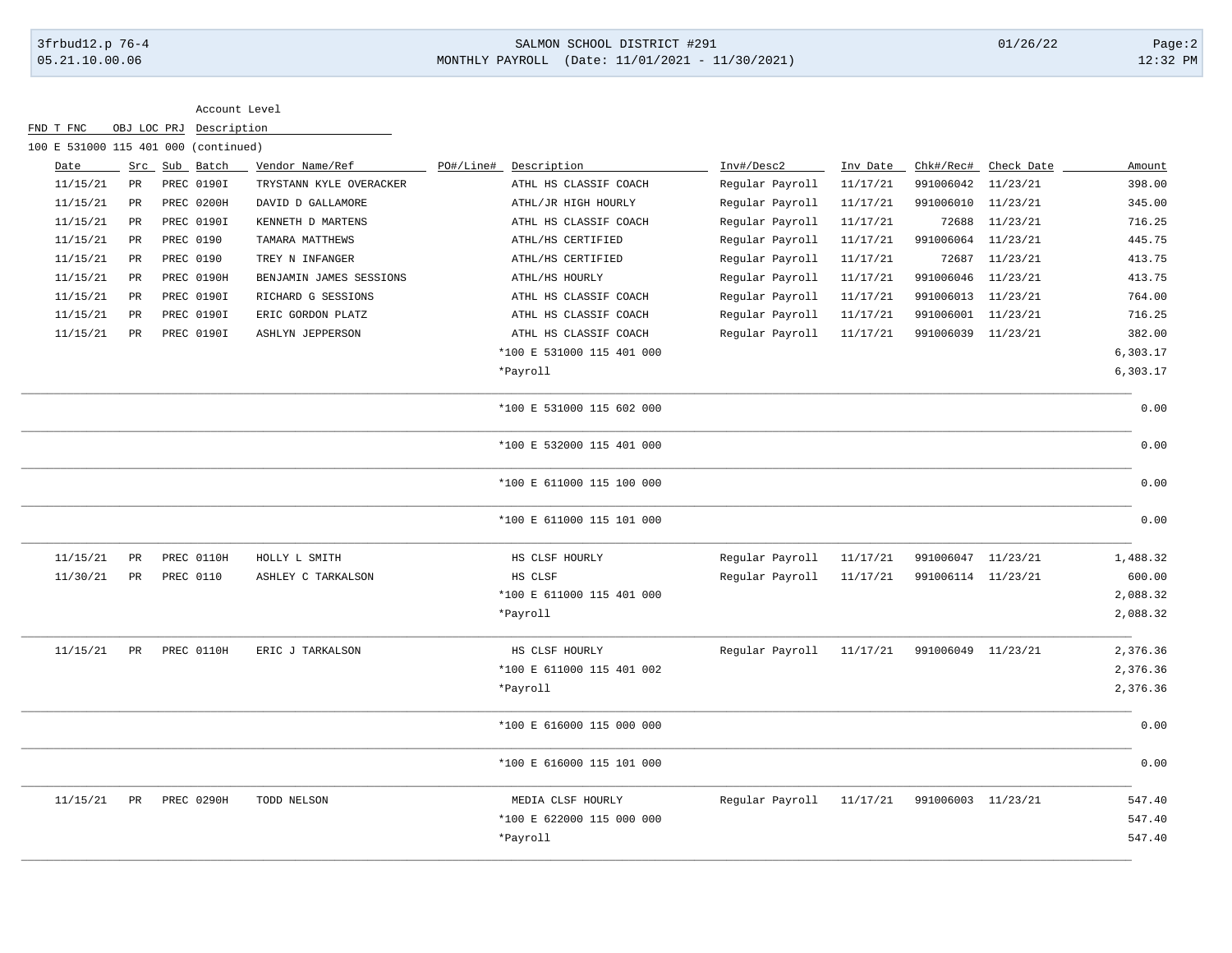Account Level

FND T FNC OBJ LOC PRJ Description

100 E 531000 115 401 000 (continued)

| Date | Src | Sub | Batch | Vendor Name/Ref | PO#/Line# | Description | Inv#/Desc2 | Inv Date | Chk#/Rec# | Check Date | Amount |
|---|---|---|---|---|---|---|---|---|---|---|---|
| 11/15/21 | PR | PREC | 0190I | TRYSTANN KYLE OVERACKER | | ATHL HS CLASSIF COACH | Regular Payroll | 11/17/21 | 991006042 | 11/23/21 | 398.00 |
| 11/15/21 | PR | PREC | 0200H | DAVID D GALLAMORE | | ATHL/JR HIGH HOURLY | Regular Payroll | 11/17/21 | 991006010 | 11/23/21 | 345.00 |
| 11/15/21 | PR | PREC | 0190I | KENNETH D MARTENS | | ATHL HS CLASSIF COACH | Regular Payroll | 11/17/21 | 72688 | 11/23/21 | 716.25 |
| 11/15/21 | PR | PREC | 0190 | TAMARA MATTHEWS | | ATHL/HS CERTIFIED | Regular Payroll | 11/17/21 | 991006064 | 11/23/21 | 445.75 |
| 11/15/21 | PR | PREC | 0190 | TREY N INFANGER | | ATHL/HS CERTIFIED | Regular Payroll | 11/17/21 | 72687 | 11/23/21 | 413.75 |
| 11/15/21 | PR | PREC | 0190H | BENJAMIN JAMES SESSIONS | | ATHL/HS HOURLY | Regular Payroll | 11/17/21 | 991006046 | 11/23/21 | 413.75 |
| 11/15/21 | PR | PREC | 0190I | RICHARD G SESSIONS | | ATHL HS CLASSIF COACH | Regular Payroll | 11/17/21 | 991006013 | 11/23/21 | 764.00 |
| 11/15/21 | PR | PREC | 0190I | ERIC GORDON PLATZ | | ATHL HS CLASSIF COACH | Regular Payroll | 11/17/21 | 991006001 | 11/23/21 | 716.25 |
| 11/15/21 | PR | PREC | 0190I | ASHLYN JEPPERSON | | ATHL HS CLASSIF COACH | Regular Payroll | 11/17/21 | 991006039 | 11/23/21 | 382.00 |
| | | | | | | *100 E 531000 115 401 000 | | | | | 6,303.17 |
| | | | | | | *Payroll | | | | | 6,303.17 |
| | | | | | | *100 E 531000 115 602 000 | | | | | 0.00 |
| | | | | | | *100 E 532000 115 401 000 | | | | | 0.00 |
| | | | | | | *100 E 611000 115 100 000 | | | | | 0.00 |
| | | | | | | *100 E 611000 115 101 000 | | | | | 0.00 |
| 11/15/21 | PR | PREC | 0110H | HOLLY L SMITH | | HS CLSF HOURLY | Regular Payroll | 11/17/21 | 991006047 | 11/23/21 | 1,488.32 |
| 11/30/21 | PR | PREC | 0110 | ASHLEY C TARKALSON | | HS CLSF | Regular Payroll | 11/17/21 | 991006114 | 11/23/21 | 600.00 |
| | | | | | | *100 E 611000 115 401 000 | | | | | 2,088.32 |
| | | | | | | *Payroll | | | | | 2,088.32 |
| 11/15/21 | PR | PREC | 0110H | ERIC J TARKALSON | | HS CLSF HOURLY | Regular Payroll | 11/17/21 | 991006049 | 11/23/21 | 2,376.36 |
| | | | | | | *100 E 611000 115 401 002 | | | | | 2,376.36 |
| | | | | | | *Payroll | | | | | 2,376.36 |
| | | | | | | *100 E 616000 115 000 000 | | | | | 0.00 |
| | | | | | | *100 E 616000 115 101 000 | | | | | 0.00 |
| 11/15/21 | PR | PREC | 0290H | TODD NELSON | | MEDIA CLSF HOURLY | Regular Payroll | 11/17/21 | 991006003 | 11/23/21 | 547.40 |
| | | | | | | *100 E 622000 115 000 000 | | | | | 547.40 |
| | | | | | | *Payroll | | | | | 547.40 |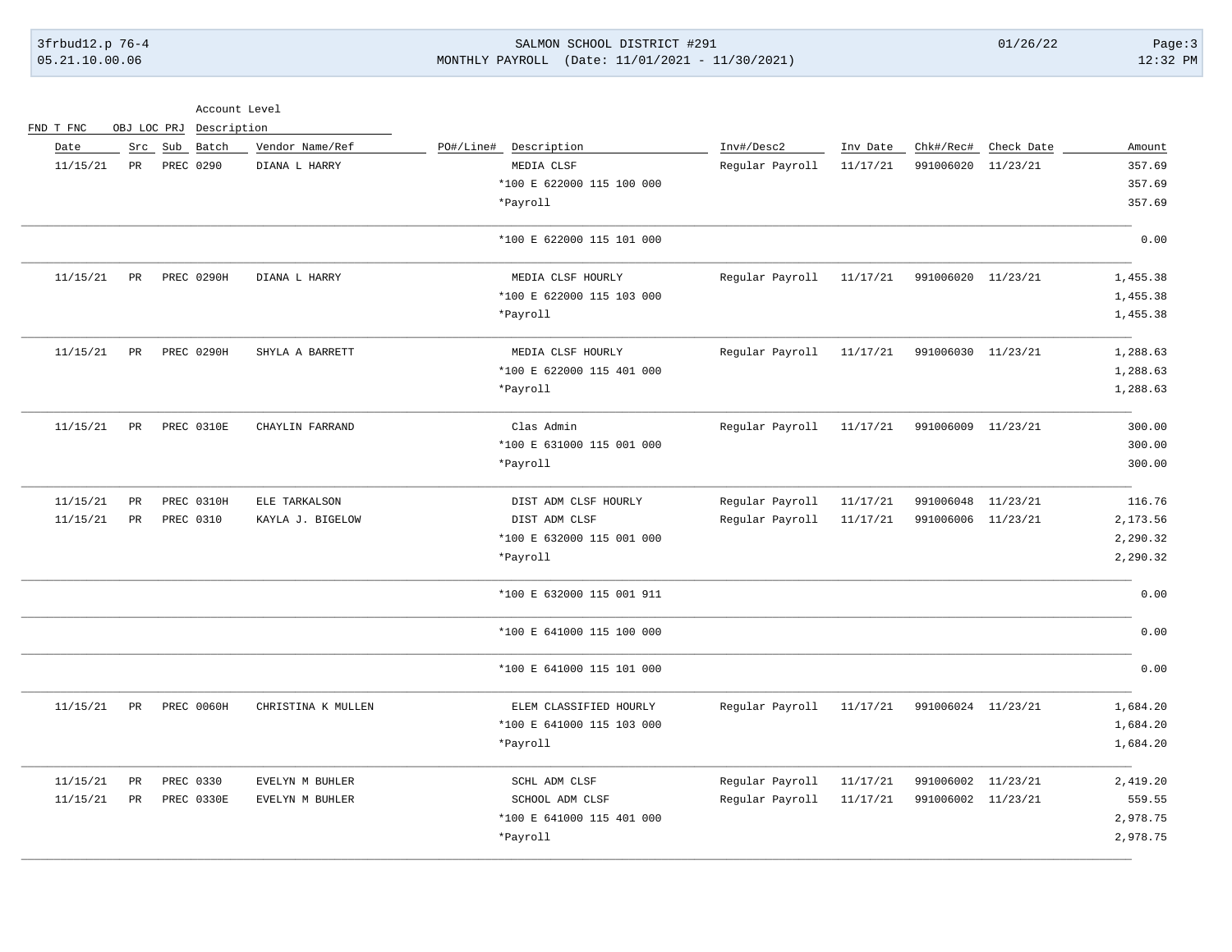| Date | Src | Sub | Batch | Vendor Name/Ref | PO#/Line# | Description | Inv#/Desc2 | Inv Date | Chk#/Rec# | Check Date | Amount |
|---|---|---|---|---|---|---|---|---|---|---|---|
| 11/15/21 | PR | PREC | 0290 | DIANA L HARRY | | MEDIA CLSF | Regular Payroll | 11/17/21 | 991006020 | 11/23/21 | 357.69 |
| | | | | | | *100 E 622000 115 100 000 | | | | | 357.69 |
| | | | | | | *Payroll | | | | | 357.69 |
| | | | | | | *100 E 622000 115 101 000 | | | | | 0.00 |
| 11/15/21 | PR | PREC | 0290H | DIANA L HARRY | | MEDIA CLSF HOURLY | Regular Payroll | 11/17/21 | 991006020 | 11/23/21 | 1,455.38 |
| | | | | | | *100 E 622000 115 103 000 | | | | | 1,455.38 |
| | | | | | | *Payroll | | | | | 1,455.38 |
| 11/15/21 | PR | PREC | 0290H | SHYLA A BARRETT | | MEDIA CLSF HOURLY | Regular Payroll | 11/17/21 | 991006030 | 11/23/21 | 1,288.63 |
| | | | | | | *100 E 622000 115 401 000 | | | | | 1,288.63 |
| | | | | | | *Payroll | | | | | 1,288.63 |
| 11/15/21 | PR | PREC | 0310E | CHAYLIN FARRAND | | Clas Admin | Regular Payroll | 11/17/21 | 991006009 | 11/23/21 | 300.00 |
| | | | | | | *100 E 631000 115 001 000 | | | | | 300.00 |
| | | | | | | *Payroll | | | | | 300.00 |
| 11/15/21 | PR | PREC | 0310H | ELE TARKALSON | | DIST ADM CLSF HOURLY | Regular Payroll | 11/17/21 | 991006048 | 11/23/21 | 116.76 |
| 11/15/21 | PR | PREC | 0310 | KAYLA J. BIGELOW | | DIST ADM CLSF | Regular Payroll | 11/17/21 | 991006006 | 11/23/21 | 2,173.56 |
| | | | | | | *100 E 632000 115 001 000 | | | | | 2,290.32 |
| | | | | | | *Payroll | | | | | 2,290.32 |
| | | | | | | *100 E 632000 115 001 911 | | | | | 0.00 |
| | | | | | | *100 E 641000 115 100 000 | | | | | 0.00 |
| | | | | | | *100 E 641000 115 101 000 | | | | | 0.00 |
| 11/15/21 | PR | PREC | 0060H | CHRISTINA K MULLEN | | ELEM CLASSIFIED HOURLY | Regular Payroll | 11/17/21 | 991006024 | 11/23/21 | 1,684.20 |
| | | | | | | *100 E 641000 115 103 000 | | | | | 1,684.20 |
| | | | | | | *Payroll | | | | | 1,684.20 |
| 11/15/21 | PR | PREC | 0330 | EVELYN M BUHLER | | SCHL ADM CLSF | Regular Payroll | 11/17/21 | 991006002 | 11/23/21 | 2,419.20 |
| 11/15/21 | PR | PREC | 0330E | EVELYN M BUHLER | | SCHOOL ADM CLSF | Regular Payroll | 11/17/21 | 991006002 | 11/23/21 | 559.55 |
| | | | | | | *100 E 641000 115 401 000 | | | | | 2,978.75 |
| | | | | | | *Payroll | | | | | 2,978.75 |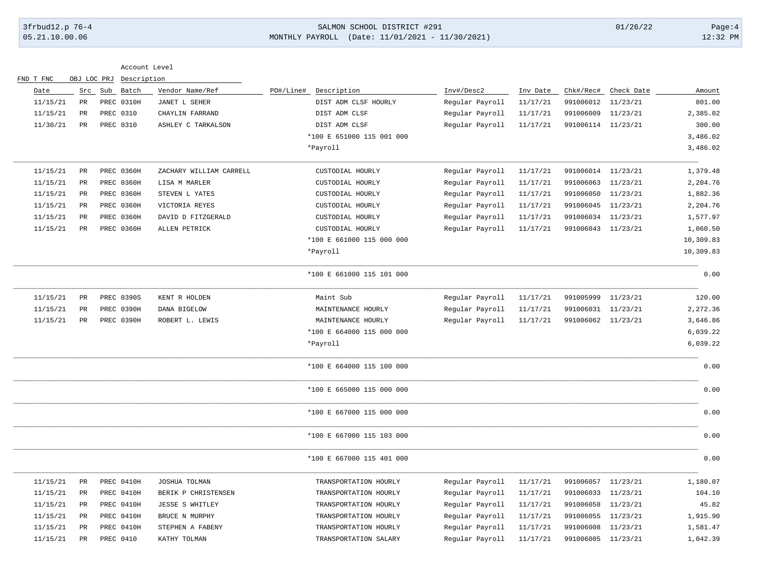| Date | Src | Sub | Batch | Vendor Name/Ref | PO#/Line# | Description | Inv#/Desc2 | Inv Date | Chk#/Rec# | Check Date | Amount |
|---|---|---|---|---|---|---|---|---|---|---|---|
| 11/15/21 | PR | PREC | 0310H | JANET L SEHER | | DIST ADM CLSF HOURLY | Regular Payroll | 11/17/21 | 991006012 | 11/23/21 | 801.00 |
| 11/15/21 | PR | PREC | 0310 | CHAYLIN FARRAND | | DIST ADM CLSF | Regular Payroll | 11/17/21 | 991006009 | 11/23/21 | 2,385.02 |
| 11/30/21 | PR | PREC | 0310 | ASHLEY C TARKALSON | | DIST ADM CLSF | Regular Payroll | 11/17/21 | 991006114 | 11/23/21 | 300.00 |
| | | | | | | *100 E 651000 115 001 000 | | | | | 3,486.02 |
| | | | | | | *Payroll | | | | | 3,486.02 |
| 11/15/21 | PR | PREC | 0360H | ZACHARY WILLIAM CARRELL | | CUSTODIAL HOURLY | Regular Payroll | 11/17/21 | 991006014 | 11/23/21 | 1,379.48 |
| 11/15/21 | PR | PREC | 0360H | LISA M MARLER | | CUSTODIAL HOURLY | Regular Payroll | 11/17/21 | 991006063 | 11/23/21 | 2,204.76 |
| 11/15/21 | PR | PREC | 0360H | STEVEN L YATES | | CUSTODIAL HOURLY | Regular Payroll | 11/17/21 | 991006050 | 11/23/21 | 1,882.36 |
| 11/15/21 | PR | PREC | 0360H | VICTORIA REYES | | CUSTODIAL HOURLY | Regular Payroll | 11/17/21 | 991006045 | 11/23/21 | 2,204.76 |
| 11/15/21 | PR | PREC | 0360H | DAVID D FITZGERALD | | CUSTODIAL HOURLY | Regular Payroll | 11/17/21 | 991006034 | 11/23/21 | 1,577.97 |
| 11/15/21 | PR | PREC | 0360H | ALLEN PETRICK | | CUSTODIAL HOURLY | Regular Payroll | 11/17/21 | 991006043 | 11/23/21 | 1,060.50 |
| | | | | | | *100 E 661000 115 000 000 | | | | | 10,309.83 |
| | | | | | | *Payroll | | | | | 10,309.83 |
| | | | | | | *100 E 661000 115 101 000 | | | | | 0.00 |
| 11/15/21 | PR | PREC | 0390S | KENT R HOLDEN | | Maint Sub | Regular Payroll | 11/17/21 | 991005999 | 11/23/21 | 120.00 |
| 11/15/21 | PR | PREC | 0390H | DANA BIGELOW | | MAINTENANCE HOURLY | Regular Payroll | 11/17/21 | 991006031 | 11/23/21 | 2,272.36 |
| 11/15/21 | PR | PREC | 0390H | ROBERT L. LEWIS | | MAINTENANCE HOURLY | Regular Payroll | 11/17/21 | 991006062 | 11/23/21 | 3,646.86 |
| | | | | | | *100 E 664000 115 000 000 | | | | | 6,039.22 |
| | | | | | | *Payroll | | | | | 6,039.22 |
| | | | | | | *100 E 664000 115 100 000 | | | | | 0.00 |
| | | | | | | *100 E 665000 115 000 000 | | | | | 0.00 |
| | | | | | | *100 E 667000 115 000 000 | | | | | 0.00 |
| | | | | | | *100 E 667000 115 103 000 | | | | | 0.00 |
| | | | | | | *100 E 667000 115 401 000 | | | | | 0.00 |
| 11/15/21 | PR | PREC | 0410H | JOSHUA TOLMAN | | TRANSPORTATION HOURLY | Regular Payroll | 11/17/21 | 991006057 | 11/23/21 | 1,180.07 |
| 11/15/21 | PR | PREC | 0410H | BERIK P CHRISTENSEN | | TRANSPORTATION HOURLY | Regular Payroll | 11/17/21 | 991006033 | 11/23/21 | 104.10 |
| 11/15/21 | PR | PREC | 0410H | JESSE S WHITLEY | | TRANSPORTATION HOURLY | Regular Payroll | 11/17/21 | 991006058 | 11/23/21 | 45.82 |
| 11/15/21 | PR | PREC | 0410H | BRUCE N MURPHY | | TRANSPORTATION HOURLY | Regular Payroll | 11/17/21 | 991006055 | 11/23/21 | 1,915.90 |
| 11/15/21 | PR | PREC | 0410H | STEPHEN A FABENY | | TRANSPORTATION HOURLY | Regular Payroll | 11/17/21 | 991006008 | 11/23/21 | 1,581.47 |
| 11/15/21 | PR | PREC | 0410 | KATHY TOLMAN | | TRANSPORTATION SALARY | Regular Payroll | 11/17/21 | 991006005 | 11/23/21 | 1,042.39 |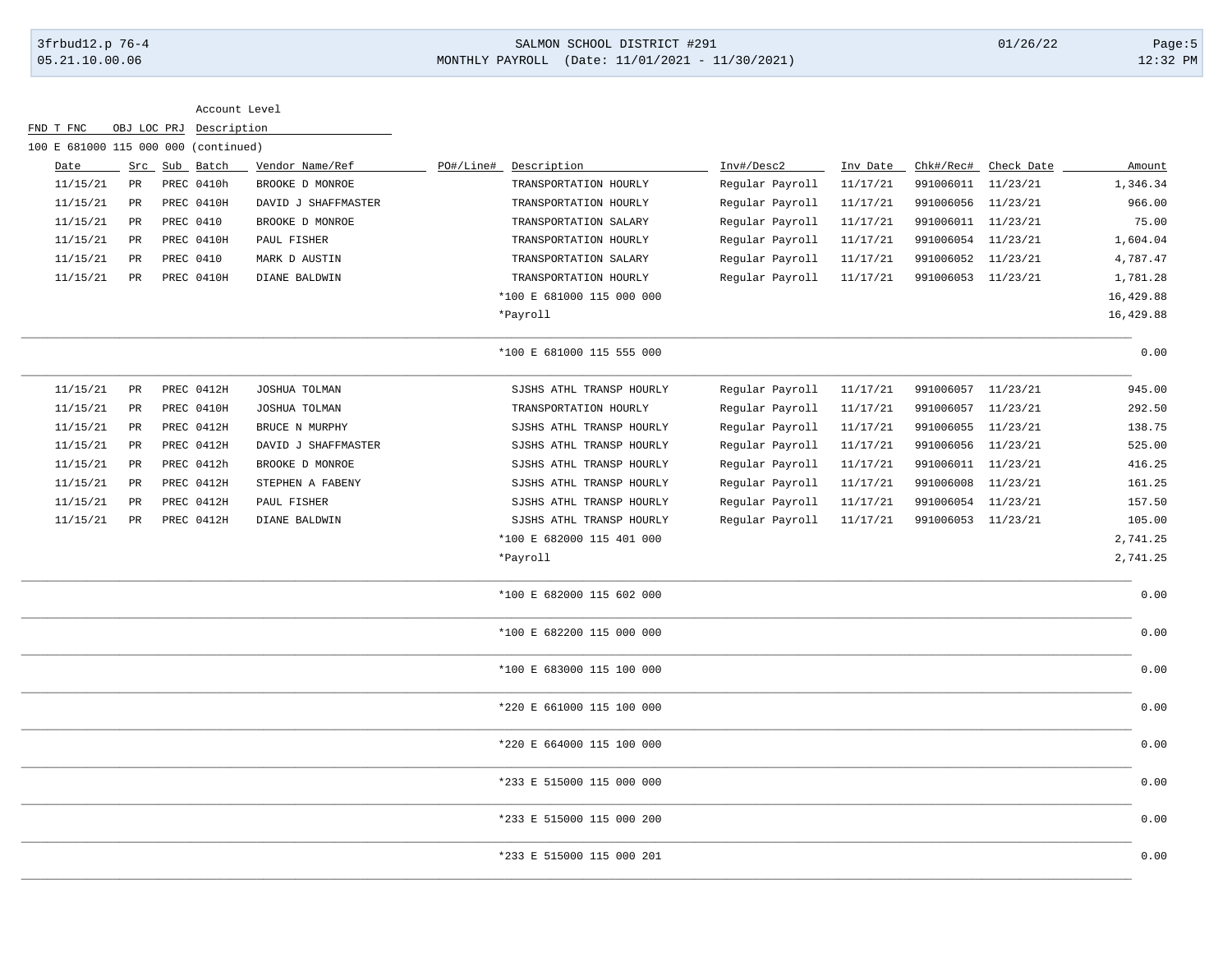SALMON SCHOOL DISTRICT #291

MONTHLY PAYROLL (Date: 11/01/2021 - 11/30/2021)

| FND T FNC OBJ LOC PRJ | Account Level Description |
|---|---|
| 100 E 681000 115 000 000 (continued) | |

| Date | Src | Sub | Batch | Vendor Name/Ref | PO#/Line# | Description | Inv#/Desc2 | Inv Date | Chk#/Rec# | Check Date | Amount |
|---|---|---|---|---|---|---|---|---|---|---|---|
| 11/15/21 | PR | PREC | 0410h | BROOKE D MONROE | | TRANSPORTATION HOURLY | Regular Payroll | 11/17/21 | 991006011 | 11/23/21 | 1,346.34 |
| 11/15/21 | PR | PREC | 0410H | DAVID J SHAFFMASTER | | TRANSPORTATION HOURLY | Regular Payroll | 11/17/21 | 991006056 | 11/23/21 | 966.00 |
| 11/15/21 | PR | PREC | 0410 | BROOKE D MONROE | | TRANSPORTATION SALARY | Regular Payroll | 11/17/21 | 991006011 | 11/23/21 | 75.00 |
| 11/15/21 | PR | PREC | 0410H | PAUL FISHER | | TRANSPORTATION HOURLY | Regular Payroll | 11/17/21 | 991006054 | 11/23/21 | 1,604.04 |
| 11/15/21 | PR | PREC | 0410 | MARK D AUSTIN | | TRANSPORTATION SALARY | Regular Payroll | 11/17/21 | 991006052 | 11/23/21 | 4,787.47 |
| 11/15/21 | PR | PREC | 0410H | DIANE BALDWIN | | TRANSPORTATION HOURLY | Regular Payroll | 11/17/21 | 991006053 | 11/23/21 | 1,781.28 |
| | | | | | | *100 E 681000 115 000 000 | | | | | 16,429.88 |
| | | | | | | *Payroll | | | | | 16,429.88 |
| | | | | | | *100 E 681000 115 555 000 | | | | | 0.00 |
| 11/15/21 | PR | PREC | 0412H | JOSHUA TOLMAN | | SJSHS ATHL TRANSP HOURLY | Regular Payroll | 11/17/21 | 991006057 | 11/23/21 | 945.00 |
| 11/15/21 | PR | PREC | 0410H | JOSHUA TOLMAN | | TRANSPORTATION HOURLY | Regular Payroll | 11/17/21 | 991006057 | 11/23/21 | 292.50 |
| 11/15/21 | PR | PREC | 0412H | BRUCE N MURPHY | | SJSHS ATHL TRANSP HOURLY | Regular Payroll | 11/17/21 | 991006055 | 11/23/21 | 138.75 |
| 11/15/21 | PR | PREC | 0412H | DAVID J SHAFFMASTER | | SJSHS ATHL TRANSP HOURLY | Regular Payroll | 11/17/21 | 991006056 | 11/23/21 | 525.00 |
| 11/15/21 | PR | PREC | 0412h | BROOKE D MONROE | | SJSHS ATHL TRANSP HOURLY | Regular Payroll | 11/17/21 | 991006011 | 11/23/21 | 416.25 |
| 11/15/21 | PR | PREC | 0412H | STEPHEN A FABENY | | SJSHS ATHL TRANSP HOURLY | Regular Payroll | 11/17/21 | 991006008 | 11/23/21 | 161.25 |
| 11/15/21 | PR | PREC | 0412H | PAUL FISHER | | SJSHS ATHL TRANSP HOURLY | Regular Payroll | 11/17/21 | 991006054 | 11/23/21 | 157.50 |
| 11/15/21 | PR | PREC | 0412H | DIANE BALDWIN | | SJSHS ATHL TRANSP HOURLY | Regular Payroll | 11/17/21 | 991006053 | 11/23/21 | 105.00 |
| | | | | | | *100 E 682000 115 401 000 | | | | | 2,741.25 |
| | | | | | | *Payroll | | | | | 2,741.25 |
| | | | | | | *100 E 682000 115 602 000 | | | | | 0.00 |
| | | | | | | *100 E 682200 115 000 000 | | | | | 0.00 |
| | | | | | | *100 E 683000 115 100 000 | | | | | 0.00 |
| | | | | | | *220 E 661000 115 100 000 | | | | | 0.00 |
| | | | | | | *220 E 664000 115 100 000 | | | | | 0.00 |
| | | | | | | *233 E 515000 115 000 000 | | | | | 0.00 |
| | | | | | | *233 E 515000 115 000 200 | | | | | 0.00 |
| | | | | | | *233 E 515000 115 000 201 | | | | | 0.00 |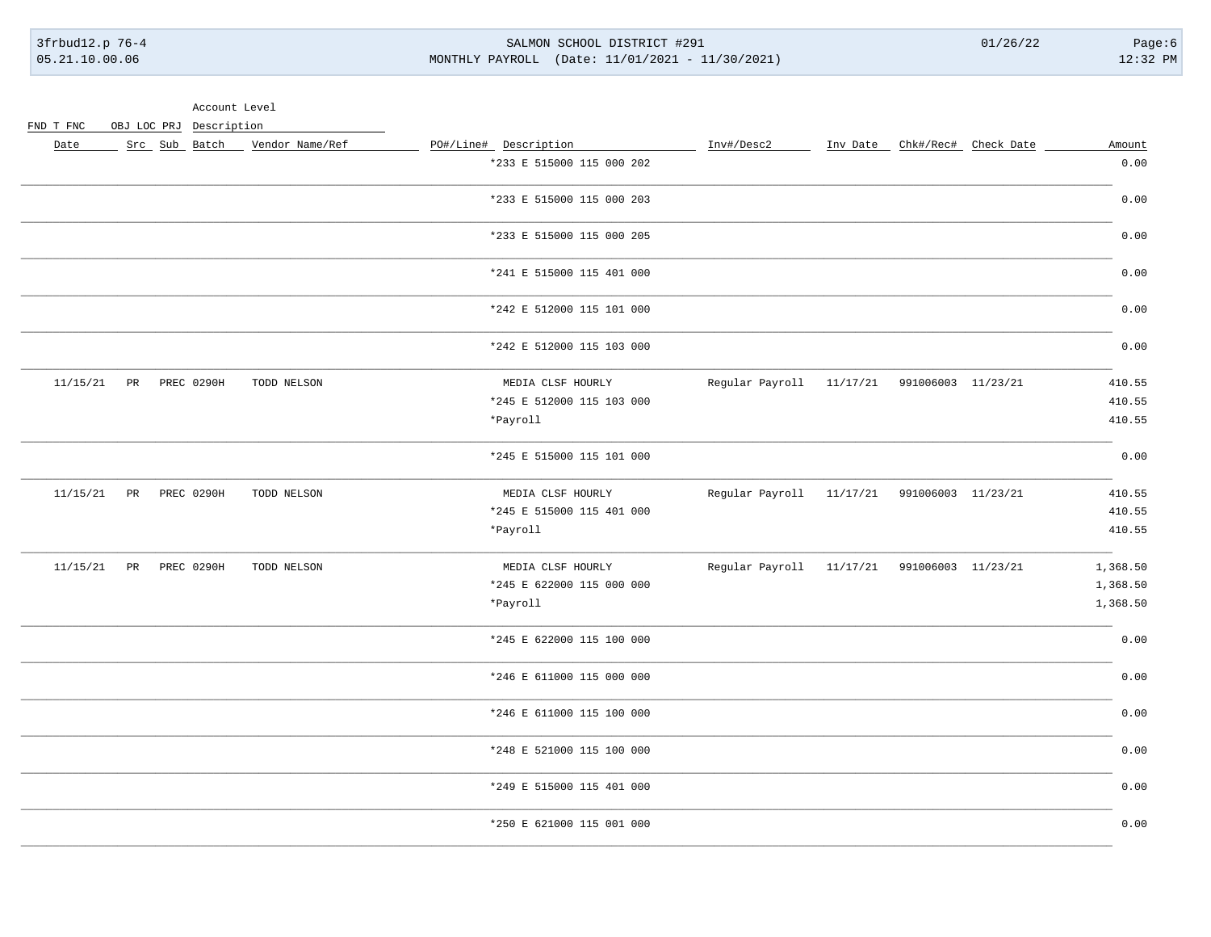| FND T FNC / Date | OBJ LOC PRJ / Src | Sub | Account Level Description / Batch | Vendor Name/Ref | PO#/Line# | Description | Inv#/Desc2 | Inv Date | Chk#/Rec# | Check Date | Amount |
|---|---|---|---|---|---|---|---|---|---|---|---|
| | | | | | | *233 E 515000 115 000 202 | | | | | 0.00 |
| | | | | | | *233 E 515000 115 000 203 | | | | | 0.00 |
| | | | | | | *233 E 515000 115 000 205 | | | | | 0.00 |
| | | | | | | *241 E 515000 115 401 000 | | | | | 0.00 |
| | | | | | | *242 E 512000 115 101 000 | | | | | 0.00 |
| | | | | | | *242 E 512000 115 103 000 | | | | | 0.00 |
| 11/15/21 | PR | PREC | 0290H | TODD NELSON | | MEDIA CLSF HOURLY | Regular Payroll | 11/17/21 | 991006003 | 11/23/21 | 410.55 |
| | | | | | | *245 E 512000 115 103 000 | | | | | 410.55 |
| | | | | | | *Payroll | | | | | 410.55 |
| | | | | | | *245 E 515000 115 101 000 | | | | | 0.00 |
| 11/15/21 | PR | PREC | 0290H | TODD NELSON | | MEDIA CLSF HOURLY | Regular Payroll | 11/17/21 | 991006003 | 11/23/21 | 410.55 |
| | | | | | | *245 E 515000 115 401 000 | | | | | 410.55 |
| | | | | | | *Payroll | | | | | 410.55 |
| 11/15/21 | PR | PREC | 0290H | TODD NELSON | | MEDIA CLSF HOURLY | Regular Payroll | 11/17/21 | 991006003 | 11/23/21 | 1,368.50 |
| | | | | | | *245 E 622000 115 000 000 | | | | | 1,368.50 |
| | | | | | | *Payroll | | | | | 1,368.50 |
| | | | | | | *245 E 622000 115 100 000 | | | | | 0.00 |
| | | | | | | *246 E 611000 115 000 000 | | | | | 0.00 |
| | | | | | | *246 E 611000 115 100 000 | | | | | 0.00 |
| | | | | | | *248 E 521000 115 100 000 | | | | | 0.00 |
| | | | | | | *249 E 515000 115 401 000 | | | | | 0.00 |
| | | | | | | *250 E 621000 115 001 000 | | | | | 0.00 |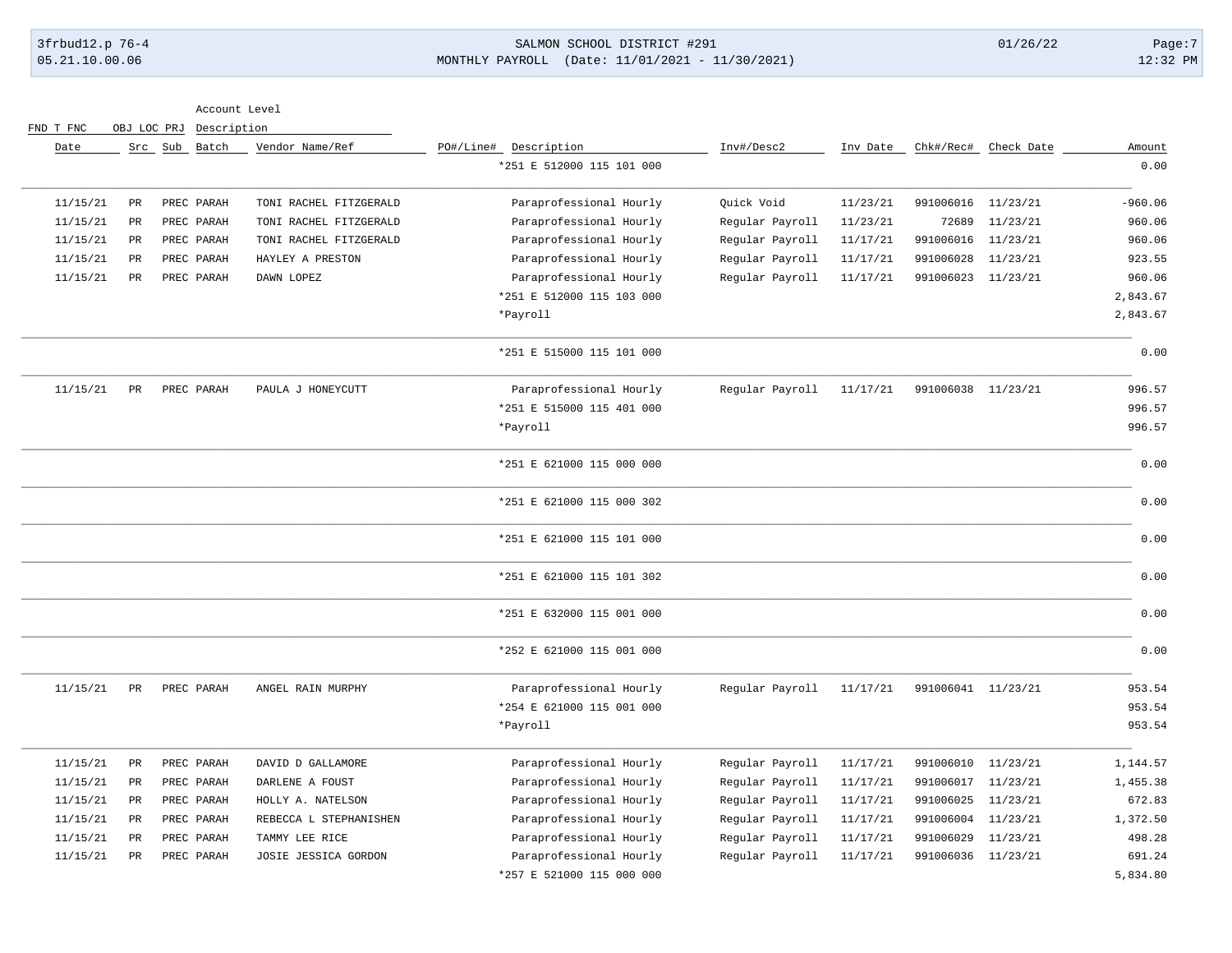| Date | Src | Sub | Batch | Vendor Name/Ref | PO#/Line# | Description | Inv#/Desc2 | Inv Date | Chk#/Rec# | Check Date | Amount |
|---|---|---|---|---|---|---|---|---|---|---|---|
| | | | | | | *251 E 512000 115 101 000 | | | | | 0.00 |
| 11/15/21 | PR | PREC | PARAH | TONI RACHEL FITZGERALD | | Paraprofessional Hourly | Quick Void | 11/23/21 | 991006016 | 11/23/21 | -960.06 |
| 11/15/21 | PR | PREC | PARAH | TONI RACHEL FITZGERALD | | Paraprofessional Hourly | Regular Payroll | 11/23/21 | 72689 | 11/23/21 | 960.06 |
| 11/15/21 | PR | PREC | PARAH | TONI RACHEL FITZGERALD | | Paraprofessional Hourly | Regular Payroll | 11/17/21 | 991006016 | 11/23/21 | 960.06 |
| 11/15/21 | PR | PREC | PARAH | HAYLEY A PRESTON | | Paraprofessional Hourly | Regular Payroll | 11/17/21 | 991006028 | 11/23/21 | 923.55 |
| 11/15/21 | PR | PREC | PARAH | DAWN LOPEZ | | Paraprofessional Hourly | Regular Payroll | 11/17/21 | 991006023 | 11/23/21 | 960.06 |
| | | | | | | *251 E 512000 115 103 000 | | | | | 2,843.67 |
| | | | | | | *Payroll | | | | | 2,843.67 |
| | | | | | | *251 E 515000 115 101 000 | | | | | 0.00 |
| 11/15/21 | PR | PREC | PARAH | PAULA J HONEYCUTT | | Paraprofessional Hourly | Regular Payroll | 11/17/21 | 991006038 | 11/23/21 | 996.57 |
| | | | | | | *251 E 515000 115 401 000 | | | | | 996.57 |
| | | | | | | *Payroll | | | | | 996.57 |
| | | | | | | *251 E 621000 115 000 000 | | | | | 0.00 |
| | | | | | | *251 E 621000 115 000 302 | | | | | 0.00 |
| | | | | | | *251 E 621000 115 101 000 | | | | | 0.00 |
| | | | | | | *251 E 621000 115 101 302 | | | | | 0.00 |
| | | | | | | *251 E 632000 115 001 000 | | | | | 0.00 |
| | | | | | | *252 E 621000 115 001 000 | | | | | 0.00 |
| 11/15/21 | PR | PREC | PARAH | ANGEL RAIN MURPHY | | Paraprofessional Hourly | Regular Payroll | 11/17/21 | 991006041 | 11/23/21 | 953.54 |
| | | | | | | *254 E 621000 115 001 000 | | | | | 953.54 |
| | | | | | | *Payroll | | | | | 953.54 |
| 11/15/21 | PR | PREC | PARAH | DAVID D GALLAMORE | | Paraprofessional Hourly | Regular Payroll | 11/17/21 | 991006010 | 11/23/21 | 1,144.57 |
| 11/15/21 | PR | PREC | PARAH | DARLENE A FOUST | | Paraprofessional Hourly | Regular Payroll | 11/17/21 | 991006017 | 11/23/21 | 1,455.38 |
| 11/15/21 | PR | PREC | PARAH | HOLLY A. NATELSON | | Paraprofessional Hourly | Regular Payroll | 11/17/21 | 991006025 | 11/23/21 | 672.83 |
| 11/15/21 | PR | PREC | PARAH | REBECCA L STEPHANISHEN | | Paraprofessional Hourly | Regular Payroll | 11/17/21 | 991006004 | 11/23/21 | 1,372.50 |
| 11/15/21 | PR | PREC | PARAH | TAMMY LEE RICE | | Paraprofessional Hourly | Regular Payroll | 11/17/21 | 991006029 | 11/23/21 | 498.28 |
| 11/15/21 | PR | PREC | PARAH | JOSIE JESSICA GORDON | | Paraprofessional Hourly | Regular Payroll | 11/17/21 | 991006036 | 11/23/21 | 691.24 |
| | | | | | | *257 E 521000 115 000 000 | | | | | 5,834.80 |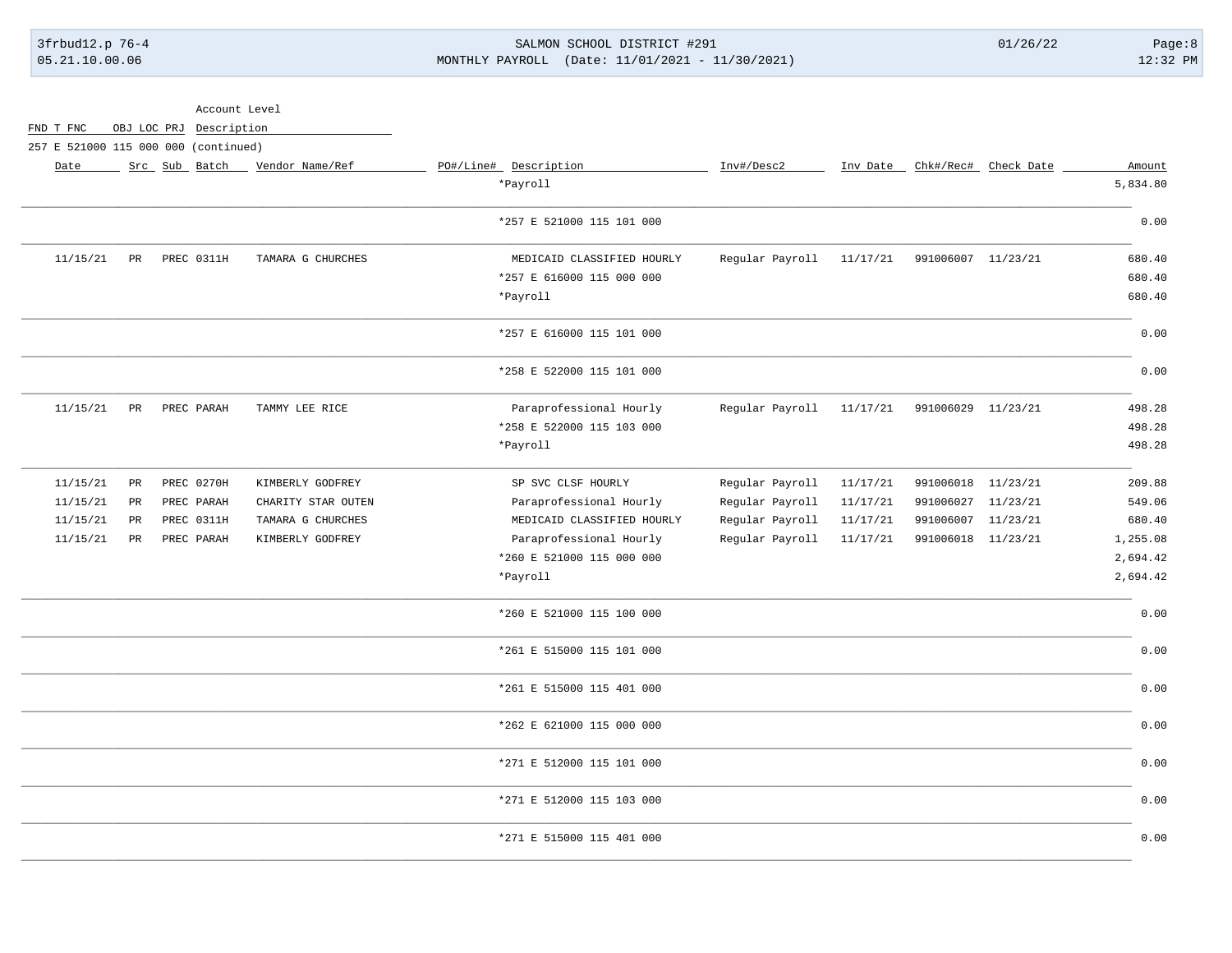Account Level

FND T FNC OBJ LOC PRJ Description

257 E 521000 115 000 000 (continued)

| Date | Src | Sub | Batch | Vendor Name/Ref | PO#/Line# | Description | Inv#/Desc2 | Inv Date | Chk#/Rec# | Check Date | Amount |
|---|---|---|---|---|---|---|---|---|---|---|---|
| | | | | | | *Payroll | | | | | 5,834.80 |
| | | | | | | *257 E 521000 115 101 000 | | | | | 0.00 |
| 11/15/21 | PR | PREC | 0311H | TAMARA G CHURCHES | | MEDICAID CLASSIFIED HOURLY | Regular Payroll | 11/17/21 | 991006007 | 11/23/21 | 680.40 |
| | | | | | | *257 E 616000 115 000 000 | | | | | 680.40 |
| | | | | | | *Payroll | | | | | 680.40 |
| | | | | | | *257 E 616000 115 101 000 | | | | | 0.00 |
| | | | | | | *258 E 522000 115 101 000 | | | | | 0.00 |
| 11/15/21 | PR | PREC | PARAH | TAMMY LEE RICE | | Paraprofessional Hourly | Regular Payroll | 11/17/21 | 991006029 | 11/23/21 | 498.28 |
| | | | | | | *258 E 522000 115 103 000 | | | | | 498.28 |
| | | | | | | *Payroll | | | | | 498.28 |
| 11/15/21 | PR | PREC | 0270H | KIMBERLY GODFREY | | SP SVC CLSF HOURLY | Regular Payroll | 11/17/21 | 991006018 | 11/23/21 | 209.88 |
| 11/15/21 | PR | PREC | PARAH | CHARITY STAR OUTEN | | Paraprofessional Hourly | Regular Payroll | 11/17/21 | 991006027 | 11/23/21 | 549.06 |
| 11/15/21 | PR | PREC | 0311H | TAMARA G CHURCHES | | MEDICAID CLASSIFIED HOURLY | Regular Payroll | 11/17/21 | 991006007 | 11/23/21 | 680.40 |
| 11/15/21 | PR | PREC | PARAH | KIMBERLY GODFREY | | Paraprofessional Hourly | Regular Payroll | 11/17/21 | 991006018 | 11/23/21 | 1,255.08 |
| | | | | | | *260 E 521000 115 000 000 | | | | | 2,694.42 |
| | | | | | | *Payroll | | | | | 2,694.42 |
| | | | | | | *260 E 521000 115 100 000 | | | | | 0.00 |
| | | | | | | *261 E 515000 115 101 000 | | | | | 0.00 |
| | | | | | | *261 E 515000 115 401 000 | | | | | 0.00 |
| | | | | | | *262 E 621000 115 000 000 | | | | | 0.00 |
| | | | | | | *271 E 512000 115 101 000 | | | | | 0.00 |
| | | | | | | *271 E 512000 115 103 000 | | | | | 0.00 |
| | | | | | | *271 E 515000 115 401 000 | | | | | 0.00 |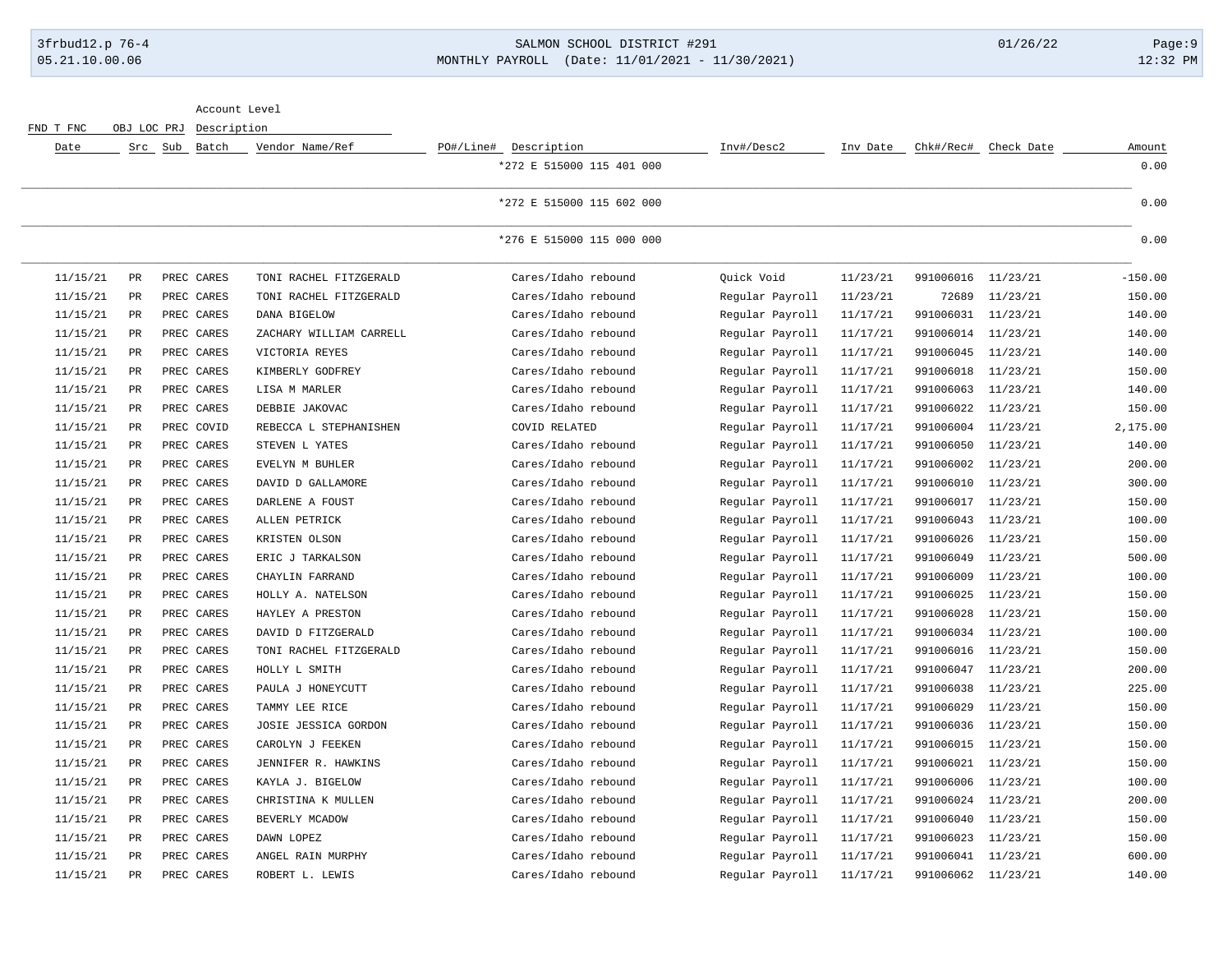| Date | Src | Sub | Batch | Vendor Name/Ref | PO#/Line# | Description | Inv#/Desc2 | Inv Date | Chk#/Rec# | Check Date | Amount |
|---|---|---|---|---|---|---|---|---|---|---|---|
| | | | | | | *272 E 515000 115 401 000 | | | | | 0.00 |
| | | | | | | *272 E 515000 115 602 000 | | | | | 0.00 |
| | | | | | | *276 E 515000 115 000 000 | | | | | 0.00 |
| 11/15/21 | PR | PREC | CARES | TONI RACHEL FITZGERALD | | Cares/Idaho rebound | Quick Void | 11/23/21 | 991006016 | 11/23/21 | -150.00 |
| 11/15/21 | PR | PREC | CARES | TONI RACHEL FITZGERALD | | Cares/Idaho rebound | Regular Payroll | 11/23/21 | 72689 | 11/23/21 | 150.00 |
| 11/15/21 | PR | PREC | CARES | DANA BIGELOW | | Cares/Idaho rebound | Regular Payroll | 11/17/21 | 991006031 | 11/23/21 | 140.00 |
| 11/15/21 | PR | PREC | CARES | ZACHARY WILLIAM CARRELL | | Cares/Idaho rebound | Regular Payroll | 11/17/21 | 991006014 | 11/23/21 | 140.00 |
| 11/15/21 | PR | PREC | CARES | VICTORIA REYES | | Cares/Idaho rebound | Regular Payroll | 11/17/21 | 991006045 | 11/23/21 | 140.00 |
| 11/15/21 | PR | PREC | CARES | KIMBERLY GODFREY | | Cares/Idaho rebound | Regular Payroll | 11/17/21 | 991006018 | 11/23/21 | 150.00 |
| 11/15/21 | PR | PREC | CARES | LISA M MARLER | | Cares/Idaho rebound | Regular Payroll | 11/17/21 | 991006063 | 11/23/21 | 140.00 |
| 11/15/21 | PR | PREC | CARES | DEBBIE JAKOVAC | | Cares/Idaho rebound | Regular Payroll | 11/17/21 | 991006022 | 11/23/21 | 150.00 |
| 11/15/21 | PR | PREC | COVID | REBECCA L STEPHANISHEN | | COVID RELATED | Regular Payroll | 11/17/21 | 991006004 | 11/23/21 | 2,175.00 |
| 11/15/21 | PR | PREC | CARES | STEVEN L YATES | | Cares/Idaho rebound | Regular Payroll | 11/17/21 | 991006050 | 11/23/21 | 140.00 |
| 11/15/21 | PR | PREC | CARES | EVELYN M BUHLER | | Cares/Idaho rebound | Regular Payroll | 11/17/21 | 991006002 | 11/23/21 | 200.00 |
| 11/15/21 | PR | PREC | CARES | DAVID D GALLAMORE | | Cares/Idaho rebound | Regular Payroll | 11/17/21 | 991006010 | 11/23/21 | 300.00 |
| 11/15/21 | PR | PREC | CARES | DARLENE A FOUST | | Cares/Idaho rebound | Regular Payroll | 11/17/21 | 991006017 | 11/23/21 | 150.00 |
| 11/15/21 | PR | PREC | CARES | ALLEN PETRICK | | Cares/Idaho rebound | Regular Payroll | 11/17/21 | 991006043 | 11/23/21 | 100.00 |
| 11/15/21 | PR | PREC | CARES | KRISTEN OLSON | | Cares/Idaho rebound | Regular Payroll | 11/17/21 | 991006026 | 11/23/21 | 150.00 |
| 11/15/21 | PR | PREC | CARES | ERIC J TARKALSON | | Cares/Idaho rebound | Regular Payroll | 11/17/21 | 991006049 | 11/23/21 | 500.00 |
| 11/15/21 | PR | PREC | CARES | CHAYLIN FARRAND | | Cares/Idaho rebound | Regular Payroll | 11/17/21 | 991006009 | 11/23/21 | 100.00 |
| 11/15/21 | PR | PREC | CARES | HOLLY A. NATELSON | | Cares/Idaho rebound | Regular Payroll | 11/17/21 | 991006025 | 11/23/21 | 150.00 |
| 11/15/21 | PR | PREC | CARES | HAYLEY A PRESTON | | Cares/Idaho rebound | Regular Payroll | 11/17/21 | 991006028 | 11/23/21 | 150.00 |
| 11/15/21 | PR | PREC | CARES | DAVID D FITZGERALD | | Cares/Idaho rebound | Regular Payroll | 11/17/21 | 991006034 | 11/23/21 | 100.00 |
| 11/15/21 | PR | PREC | CARES | TONI RACHEL FITZGERALD | | Cares/Idaho rebound | Regular Payroll | 11/17/21 | 991006016 | 11/23/21 | 150.00 |
| 11/15/21 | PR | PREC | CARES | HOLLY L SMITH | | Cares/Idaho rebound | Regular Payroll | 11/17/21 | 991006047 | 11/23/21 | 200.00 |
| 11/15/21 | PR | PREC | CARES | PAULA J HONEYCUTT | | Cares/Idaho rebound | Regular Payroll | 11/17/21 | 991006038 | 11/23/21 | 225.00 |
| 11/15/21 | PR | PREC | CARES | TAMMY LEE RICE | | Cares/Idaho rebound | Regular Payroll | 11/17/21 | 991006029 | 11/23/21 | 150.00 |
| 11/15/21 | PR | PREC | CARES | JOSIE JESSICA GORDON | | Cares/Idaho rebound | Regular Payroll | 11/17/21 | 991006036 | 11/23/21 | 150.00 |
| 11/15/21 | PR | PREC | CARES | CAROLYN J FEEKEN | | Cares/Idaho rebound | Regular Payroll | 11/17/21 | 991006015 | 11/23/21 | 150.00 |
| 11/15/21 | PR | PREC | CARES | JENNIFER R. HAWKINS | | Cares/Idaho rebound | Regular Payroll | 11/17/21 | 991006021 | 11/23/21 | 150.00 |
| 11/15/21 | PR | PREC | CARES | KAYLA J. BIGELOW | | Cares/Idaho rebound | Regular Payroll | 11/17/21 | 991006006 | 11/23/21 | 100.00 |
| 11/15/21 | PR | PREC | CARES | CHRISTINA K MULLEN | | Cares/Idaho rebound | Regular Payroll | 11/17/21 | 991006024 | 11/23/21 | 200.00 |
| 11/15/21 | PR | PREC | CARES | BEVERLY MCADOW | | Cares/Idaho rebound | Regular Payroll | 11/17/21 | 991006040 | 11/23/21 | 150.00 |
| 11/15/21 | PR | PREC | CARES | DAWN LOPEZ | | Cares/Idaho rebound | Regular Payroll | 11/17/21 | 991006023 | 11/23/21 | 150.00 |
| 11/15/21 | PR | PREC | CARES | ANGEL RAIN MURPHY | | Cares/Idaho rebound | Regular Payroll | 11/17/21 | 991006041 | 11/23/21 | 600.00 |
| 11/15/21 | PR | PREC | CARES | ROBERT L. LEWIS | | Cares/Idaho rebound | Regular Payroll | 11/17/21 | 991006062 | 11/23/21 | 140.00 |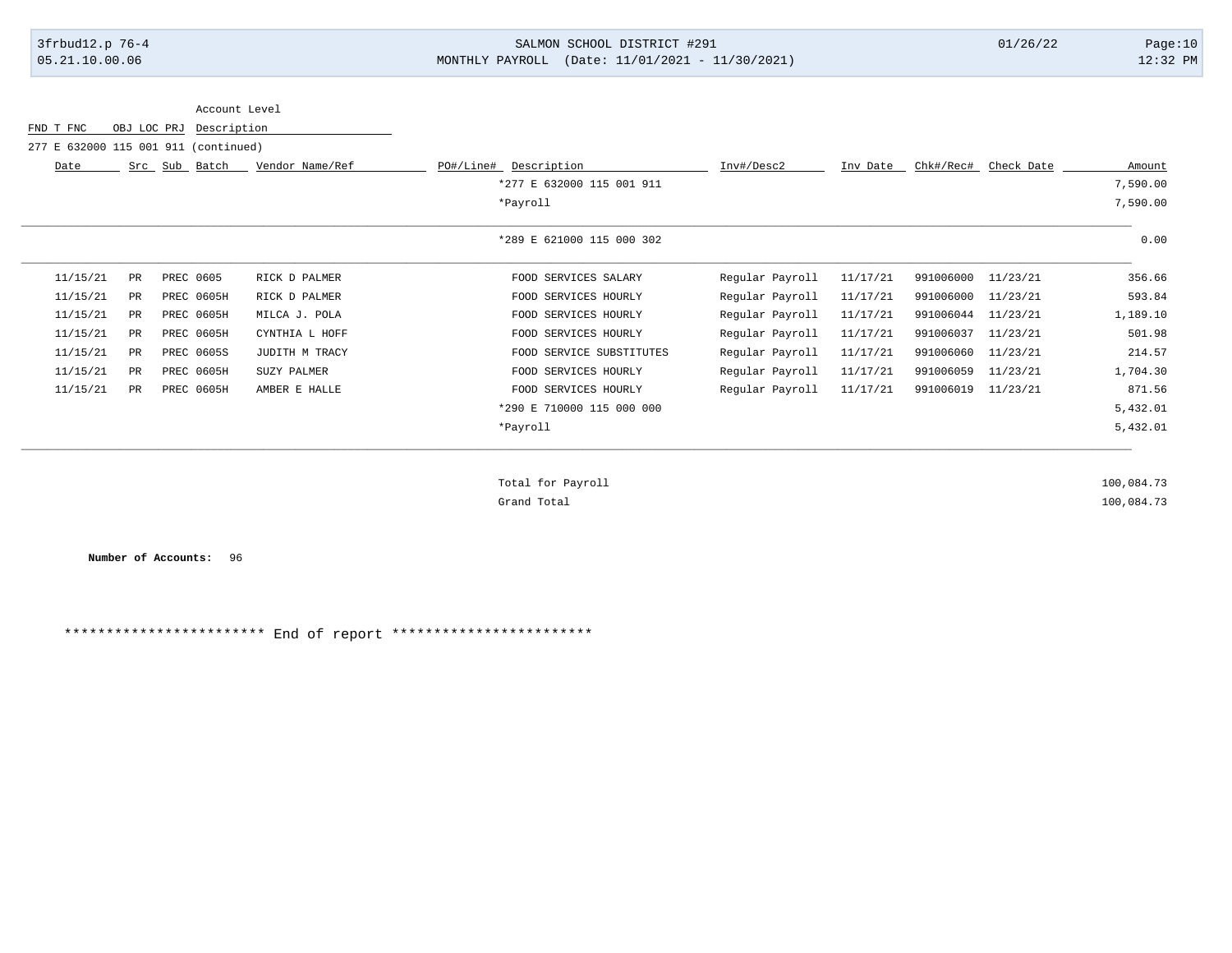Account Level

FND T FNC OBJ LOC PRJ Description

277 E 632000 115 001 911 (continued)

| Date | Src | Sub | Batch | Vendor Name/Ref | PO#/Line# | Description | Inv#/Desc2 | Inv Date | Chk#/Rec# | Check Date | Amount |
|---|---|---|---|---|---|---|---|---|---|---|---|
| | | | | | | *277 E 632000 115 001 911 | | | | | 7,590.00 |
| | | | | | | *Payroll | | | | | 7,590.00 |
| | | | | | | *289 E 621000 115 000 302 | | | | | 0.00 |
| 11/15/21 | PR | PREC | 0605 | RICK D PALMER | | FOOD SERVICES SALARY | Regular Payroll | 11/17/21 | 991006000 | 11/23/21 | 356.66 |
| 11/15/21 | PR | PREC | 0605H | RICK D PALMER | | FOOD SERVICES HOURLY | Regular Payroll | 11/17/21 | 991006000 | 11/23/21 | 593.84 |
| 11/15/21 | PR | PREC | 0605H | MILCA J. POLA | | FOOD SERVICES HOURLY | Regular Payroll | 11/17/21 | 991006044 | 11/23/21 | 1,189.10 |
| 11/15/21 | PR | PREC | 0605H | CYNTHIA L HOFF | | FOOD SERVICES HOURLY | Regular Payroll | 11/17/21 | 991006037 | 11/23/21 | 501.98 |
| 11/15/21 | PR | PREC | 0605S | JUDITH M TRACY | | FOOD SERVICE SUBSTITUTES | Regular Payroll | 11/17/21 | 991006060 | 11/23/21 | 214.57 |
| 11/15/21 | PR | PREC | 0605H | SUZY PALMER | | FOOD SERVICES HOURLY | Regular Payroll | 11/17/21 | 991006059 | 11/23/21 | 1,704.30 |
| 11/15/21 | PR | PREC | 0605H | AMBER E HALLE | | FOOD SERVICES HOURLY | Regular Payroll | 11/17/21 | 991006019 | 11/23/21 | 871.56 |
| | | | | | | *290 E 710000 115 000 000 | | | | | 5,432.01 |
| | | | | | | *Payroll | | | | | 5,432.01 |
| | | | | | | Total for Payroll | | | | | 100,084.73 |
| | | | | | | Grand Total | | | | | 100,084.73 |

**Number of Accounts:** 96

************************ End of report ************************